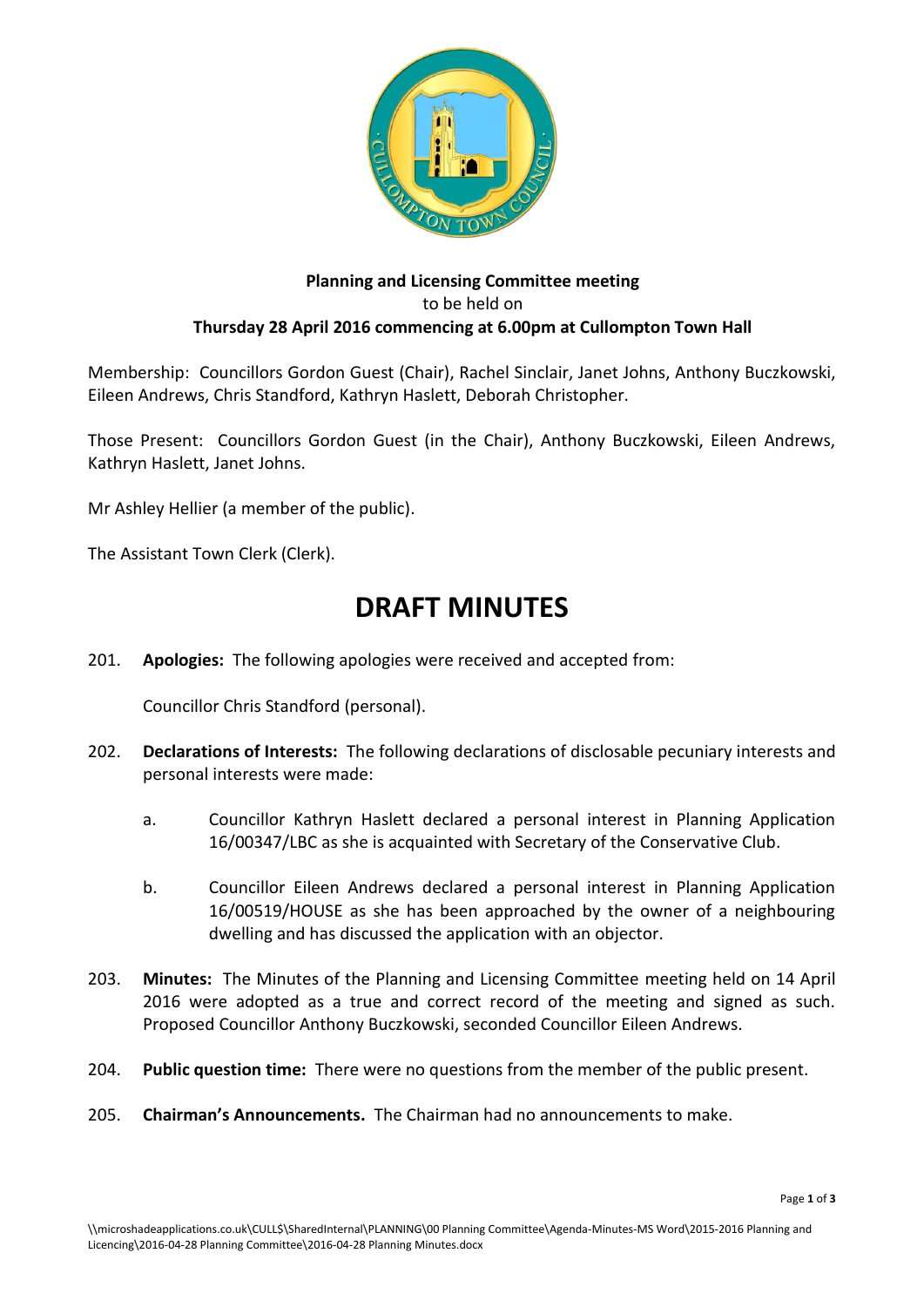**Planning and Licensing Committee meeting**
to be held on
**Thursday 28 April 2016 commencing at 6.00pm at Cullompton Town Hall**

Membership: Councillors Gordon Guest (Chair), Rachel Sinclair, Janet Johns, Anthony Buczkowski, Eileen Andrews, Chris Standford, Kathryn Haslett, Deborah Christopher.

Those Present: Councillors Gordon Guest (in the Chair), Anthony Buczkowski, Eileen Andrews, Kathryn Haslett, Janet Johns.

Mr Ashley Hellier (a member of the public).

The Assistant Town Clerk (Clerk).

# DRAFT MINUTES

201. **Apologies:** The following apologies were received and accepted from:

    Councillor Chris Standford (personal).

202. **Declarations of Interests:** The following declarations of disclosable pecuniary interests and personal interests were made:

    a. Councillor Kathryn Haslett declared a personal interest in Planning Application 16/00347/LBC as she is acquainted with Secretary of the Conservative Club.

    b. Councillor Eileen Andrews declared a personal interest in Planning Application 16/00519/HOUSE as she has been approached by the owner of a neighbouring dwelling and has discussed the application with an objector.

203. **Minutes:** The Minutes of the Planning and Licensing Committee meeting held on 14 April 2016 were adopted as a true and correct record of the meeting and signed as such. Proposed Councillor Anthony Buczkowski, seconded Councillor Eileen Andrews.

204. **Public question time:** There were no questions from the member of the public present.

205. **Chairman's Announcements.** The Chairman had no announcements to make.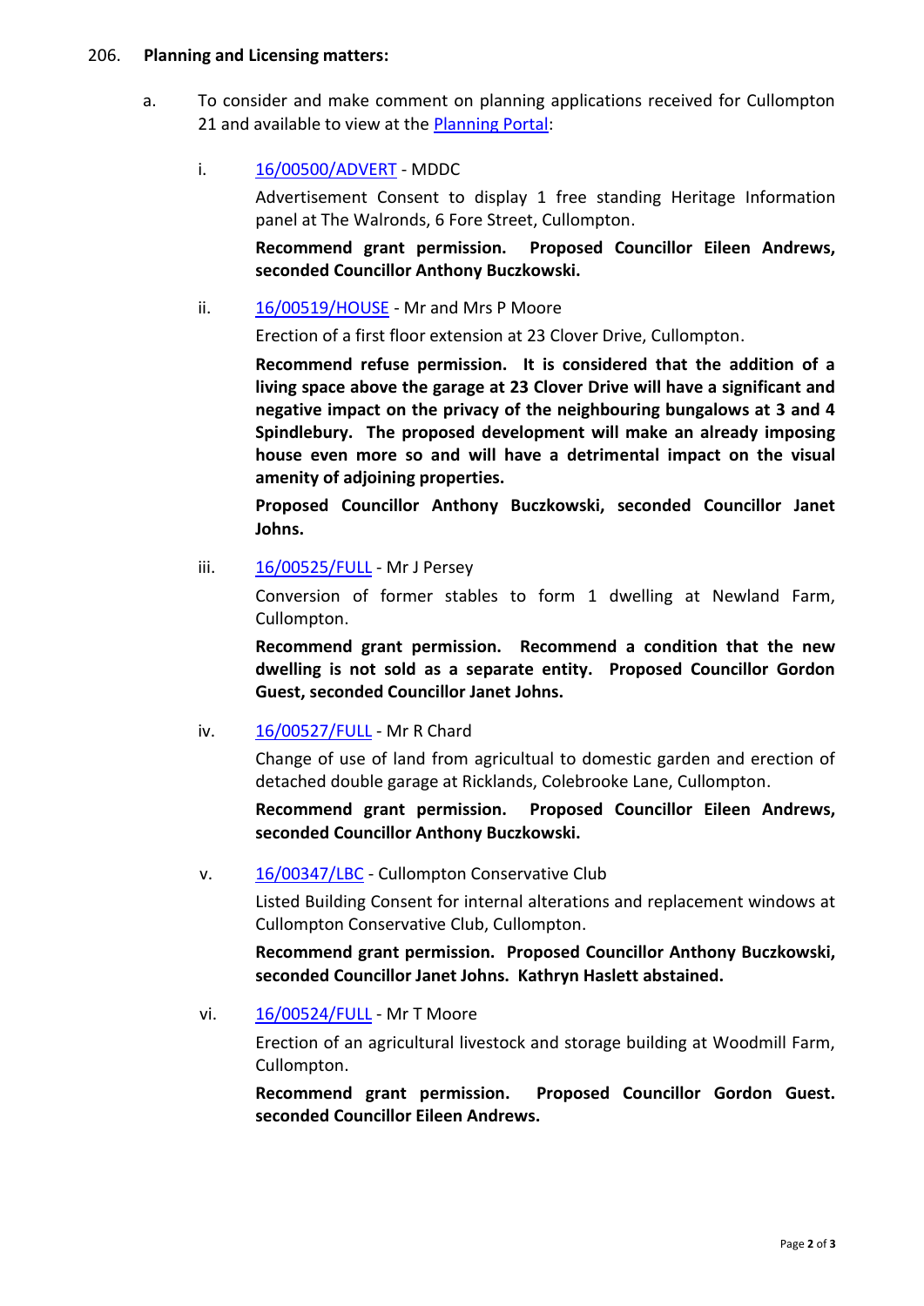206. **Planning and Licensing matters:**

a. To consider and make comment on planning applications received for Cullompton 21 and available to view at the Planning Portal:

i. 16/00500/ADVERT - MDDC

Advertisement Consent to display 1 free standing Heritage Information panel at The Walronds, 6 Fore Street, Cullompton.

**Recommend grant permission. Proposed Councillor Eileen Andrews, seconded Councillor Anthony Buczkowski.**

ii. 16/00519/HOUSE - Mr and Mrs P Moore

Erection of a first floor extension at 23 Clover Drive, Cullompton.

**Recommend refuse permission. It is considered that the addition of a living space above the garage at 23 Clover Drive will have a significant and negative impact on the privacy of the neighbouring bungalows at 3 and 4 Spindlebury. The proposed development will make an already imposing house even more so and will have a detrimental impact on the visual amenity of adjoining properties.**

**Proposed Councillor Anthony Buczkowski, seconded Councillor Janet Johns.**

iii. 16/00525/FULL - Mr J Persey

Conversion of former stables to form 1 dwelling at Newland Farm, Cullompton.

**Recommend grant permission. Recommend a condition that the new dwelling is not sold as a separate entity. Proposed Councillor Gordon Guest, seconded Councillor Janet Johns.**

iv. 16/00527/FULL - Mr R Chard

Change of use of land from agricultual to domestic garden and erection of detached double garage at Ricklands, Colebrooke Lane, Cullompton.

**Recommend grant permission. Proposed Councillor Eileen Andrews, seconded Councillor Anthony Buczkowski.**

v. 16/00347/LBC - Cullompton Conservative Club

Listed Building Consent for internal alterations and replacement windows at Cullompton Conservative Club, Cullompton.

**Recommend grant permission. Proposed Councillor Anthony Buczkowski, seconded Councillor Janet Johns. Kathryn Haslett abstained.**

vi. 16/00524/FULL - Mr T Moore

Erection of an agricultural livestock and storage building at Woodmill Farm, Cullompton.

**Recommend grant permission. Proposed Councillor Gordon Guest. seconded Councillor Eileen Andrews.**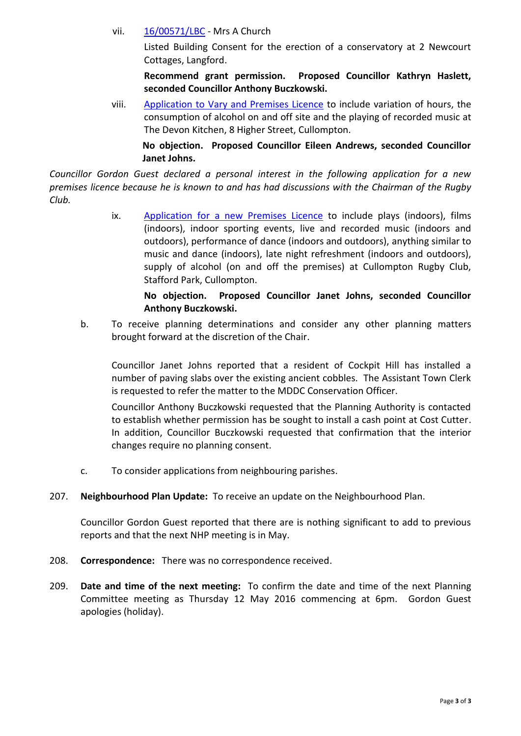vii. 16/00571/LBC - Mrs A Church

Listed Building Consent for the erection of a conservatory at 2 Newcourt Cottages, Langford.

**Recommend grant permission. Proposed Councillor Kathryn Haslett, seconded Councillor Anthony Buczkowski.**

viii. Application to Vary and Premises Licence to include variation of hours, the consumption of alcohol on and off site and the playing of recorded music at The Devon Kitchen, 8 Higher Street, Cullompton.

**No objection. Proposed Councillor Eileen Andrews, seconded Councillor Janet Johns.**

*Councillor Gordon Guest declared a personal interest in the following application for a new premises licence because he is known to and has had discussions with the Chairman of the Rugby Club.*

ix. Application for a new Premises Licence to include plays (indoors), films (indoors), indoor sporting events, live and recorded music (indoors and outdoors), performance of dance (indoors and outdoors), anything similar to music and dance (indoors), late night refreshment (indoors and outdoors), supply of alcohol (on and off the premises) at Cullompton Rugby Club, Stafford Park, Cullompton.

**No objection. Proposed Councillor Janet Johns, seconded Councillor Anthony Buczkowski.**

b. To receive planning determinations and consider any other planning matters brought forward at the discretion of the Chair.

Councillor Janet Johns reported that a resident of Cockpit Hill has installed a number of paving slabs over the existing ancient cobbles. The Assistant Town Clerk is requested to refer the matter to the MDDC Conservation Officer.

Councillor Anthony Buczkowski requested that the Planning Authority is contacted to establish whether permission has be sought to install a cash point at Cost Cutter. In addition, Councillor Buczkowski requested that confirmation that the interior changes require no planning consent.

c. To consider applications from neighbouring parishes.

207. **Neighbourhood Plan Update:** To receive an update on the Neighbourhood Plan.

Councillor Gordon Guest reported that there are is nothing significant to add to previous reports and that the next NHP meeting is in May.

208. **Correspondence:** There was no correspondence received.

209. **Date and time of the next meeting:** To confirm the date and time of the next Planning Committee meeting as Thursday 12 May 2016 commencing at 6pm. Gordon Guest apologies (holiday).